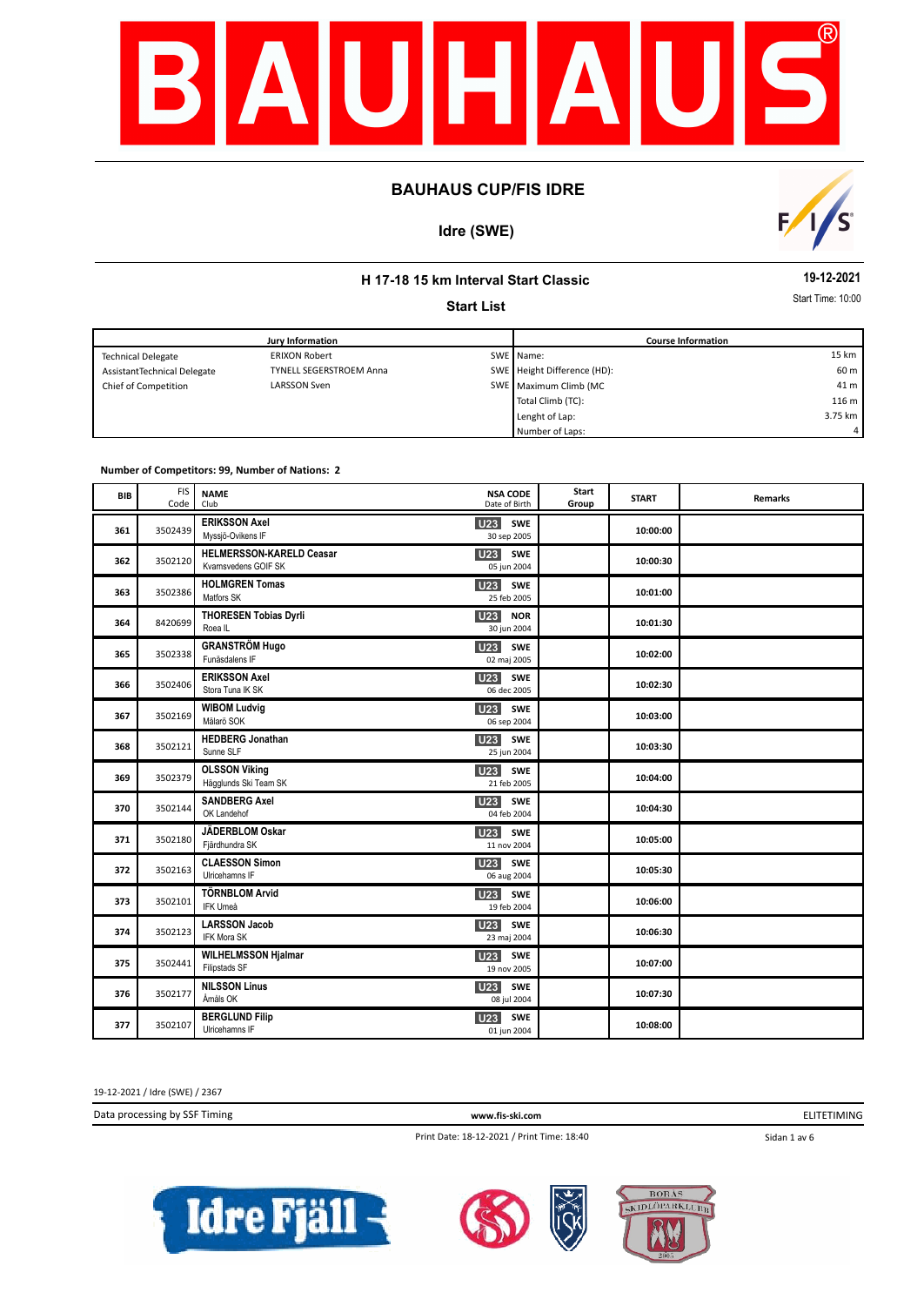# BAUHAUS CUP/FIS IDRE

## Idre (SWE)

### H 17-18 15 km Interval Start Classic

**19-12-2021**

### Start List

Start Time: 10:00

| Jury Information | | | Course Information | |
|---|---|---|---|---|
| Technical Delegate | ERIXON Robert | SWE | Name: | 15 km |
| AssistantTechnical Delegate | TYNELL SEGERSTROEM Anna | SWE | Height Difference (HD): | 60 m |
| Chief of Competition | LARSSON Sven | SWE | Maximum Climb (MC | 41 m |
| | | | Total Climb (TC): | 116 m |
| | | | Lenght of Lap: | 3.75 km |
| | | | Number of Laps: | 4 |

**Number of Competitors: 99, Number of Nations: 2**

| BIB | FIS Code | NAME / Club | NSA CODE / Date of Birth | Start Group | START | Remarks |
|---|---|---|---|---|---|---|
| 361 | 3502439 | **ERIKSSON Axel** Myssjö-Ovikens IF | U23 SWE 30 sep 2005 | | 10:00:00 | |
| 362 | 3502120 | **HELMERSSON-KARELD Ceasar** Kvarnsvedens GOIF SK | U23 SWE 05 jun 2004 | | 10:00:30 | |
| 363 | 3502386 | **HOLMGREN Tomas** Matfors SK | U23 SWE 25 feb 2005 | | 10:01:00 | |
| 364 | 8420699 | **THORESEN Tobias Dyrli** Roea IL | U23 NOR 30 jun 2004 | | 10:01:30 | |
| 365 | 3502338 | **GRANSTRÖM Hugo** Funäsdalens IF | U23 SWE 02 maj 2005 | | 10:02:00 | |
| 366 | 3502406 | **ERIKSSON Axel** Stora Tuna IK SK | U23 SWE 06 dec 2005 | | 10:02:30 | |
| 367 | 3502169 | **WIBOM Ludvig** Mälarö SOK | U23 SWE 06 sep 2004 | | 10:03:00 | |
| 368 | 3502121 | **HEDBERG Jonathan** Sunne SLF | U23 SWE 25 jun 2004 | | 10:03:30 | |
| 369 | 3502379 | **OLSSON Viking** Hägglunds Ski Team SK | U23 SWE 21 feb 2005 | | 10:04:00 | |
| 370 | 3502144 | **SANDBERG Axel** OK Landehof | U23 SWE 04 feb 2004 | | 10:04:30 | |
| 371 | 3502180 | **JÄDERBLOM Oskar** Fjärdhundra SK | U23 SWE 11 nov 2004 | | 10:05:00 | |
| 372 | 3502163 | **CLAESSON Simon** Ulricehamns IF | U23 SWE 06 aug 2004 | | 10:05:30 | |
| 373 | 3502101 | **TÖRNBLOM Arvid** IFK Umeå | U23 SWE 19 feb 2004 | | 10:06:00 | |
| 374 | 3502123 | **LARSSON Jacob** IFK Mora SK | U23 SWE 23 maj 2004 | | 10:06:30 | |
| 375 | 3502441 | **WILHELMSSON Hjalmar** Filipstads SF | U23 SWE 19 nov 2005 | | 10:07:00 | |
| 376 | 3502177 | **NILSSON Linus** Åmåls OK | U23 SWE 08 jul 2004 | | 10:07:30 | |
| 377 | 3502107 | **BERGLUND Filip** Ulricehamns IF | U23 SWE 01 jun 2004 | | 10:08:00 | |

19-12-2021 / Idre (SWE) / 2367

Data processing by SSF Timing | www.fis-ski.com | ELITETIMING

Print Date: 18-12-2021 / Print Time: 18:40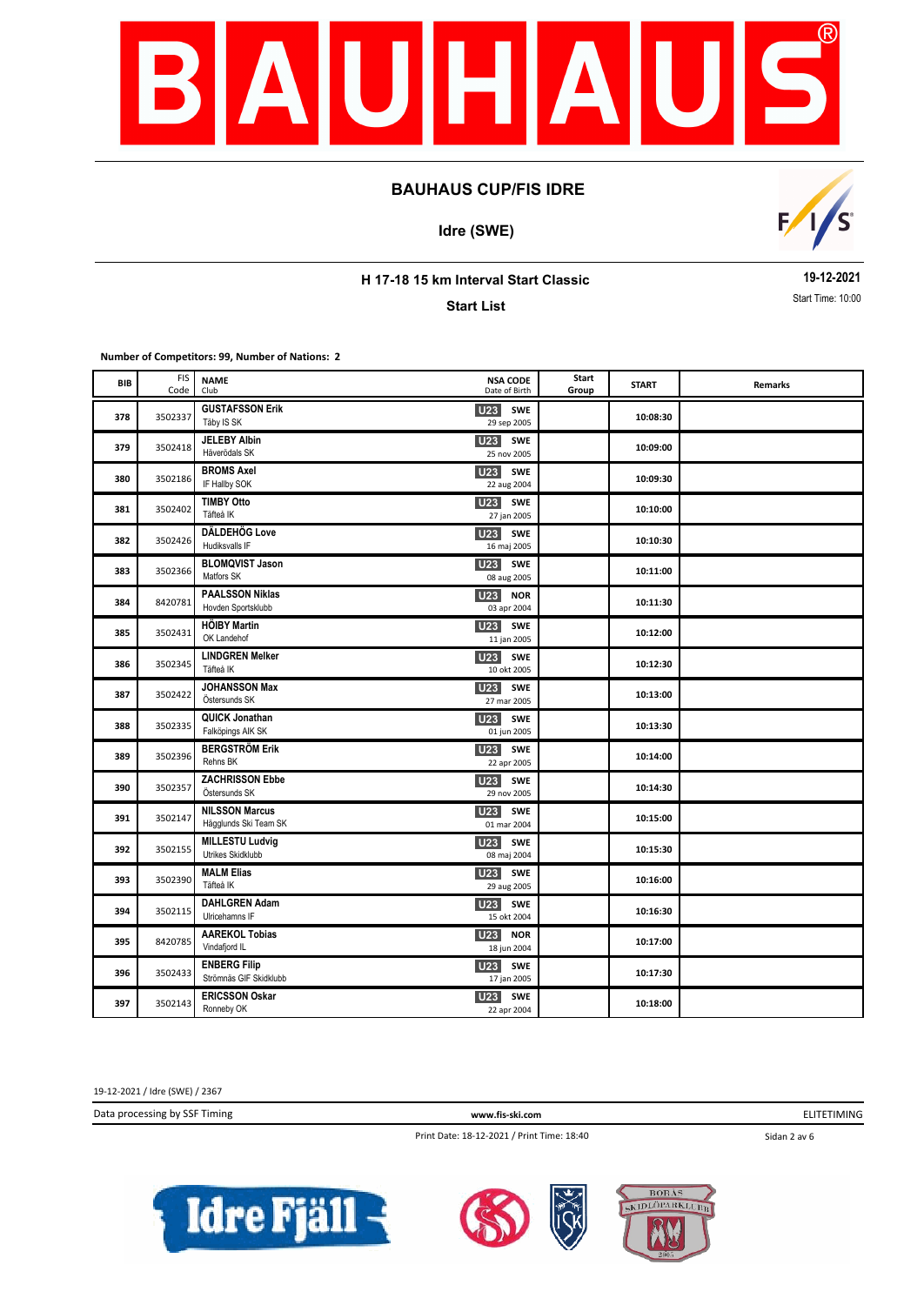## BAUHAUS CUP/FIS IDRE

**Idre (SWE)**

**H 17-18 15 km Interval Start Classic**

**Start List**

**19-12-2021**

Start Time: 10:00

**Number of Competitors: 99, Number of Nations: 2**

| BIB | FIS Code | NAME Club | NSA CODE Date of Birth | Start Group | START | Remarks |
|---|---|---|---|---|---|---|
| 378 | 3502337 | **GUSTAFSSON Erik** Täby IS SK | U23 SWE 29 sep 2005 | | 10:08:30 | |
| 379 | 3502418 | **JELEBY Albin** Häverödals SK | U23 SWE 25 nov 2005 | | 10:09:00 | |
| 380 | 3502186 | **BROMS Axel** IF Hallby SOK | U23 SWE 22 aug 2004 | | 10:09:30 | |
| 381 | 3502402 | **TIMBY Otto** Täfteå IK | U23 SWE 27 jan 2005 | | 10:10:00 | |
| 382 | 3502426 | **DÄLDEHÖG Love** Hudiksvalls IF | U23 SWE 16 maj 2005 | | 10:10:30 | |
| 383 | 3502366 | **BLOMQVIST Jason** Matfors SK | U23 SWE 08 aug 2005 | | 10:11:00 | |
| 384 | 8420781 | **PAALSSON Niklas** Hovden Sportsklubb | U23 NOR 03 apr 2004 | | 10:11:30 | |
| 385 | 3502431 | **HÖIBY Martin** OK Landehof | U23 SWE 11 jan 2005 | | 10:12:00 | |
| 386 | 3502345 | **LINDGREN Melker** Täfteå IK | U23 SWE 10 okt 2005 | | 10:12:30 | |
| 387 | 3502422 | **JOHANSSON Max** Östersunds SK | U23 SWE 27 mar 2005 | | 10:13:00 | |
| 388 | 3502335 | **QUICK Jonathan** Falköpings AIK SK | U23 SWE 01 jun 2005 | | 10:13:30 | |
| 389 | 3502396 | **BERGSTRÖM Erik** Rehns BK | U23 SWE 22 apr 2005 | | 10:14:00 | |
| 390 | 3502357 | **ZACHRISSON Ebbe** Östersunds SK | U23 SWE 29 nov 2005 | | 10:14:30 | |
| 391 | 3502147 | **NILSSON Marcus** Hägglunds Ski Team SK | U23 SWE 01 mar 2004 | | 10:15:00 | |
| 392 | 3502155 | **MILLESTU Ludvig** Utrikes Skidklubb | U23 SWE 08 maj 2004 | | 10:15:30 | |
| 393 | 3502390 | **MALM Elias** Täfteå IK | U23 SWE 29 aug 2005 | | 10:16:00 | |
| 394 | 3502115 | **DAHLGREN Adam** Ulricehamns IF | U23 SWE 15 okt 2004 | | 10:16:30 | |
| 395 | 8420785 | **AAREKOL Tobias** Vindafjord IL | U23 NOR 18 jun 2004 | | 10:17:00 | |
| 396 | 3502433 | **ENBERG Filip** Strömnäs GIF Skidklubb | U23 SWE 17 jan 2005 | | 10:17:30 | |
| 397 | 3502143 | **ERICSSON Oskar** Ronneby OK | U23 SWE 22 apr 2004 | | 10:18:00 | |

19-12-2021 / Idre (SWE) / 2367

Data processing by SSF Timing | www.fis-ski.com | ELITETIMING

Print Date: 18-12-2021 / Print Time: 18:40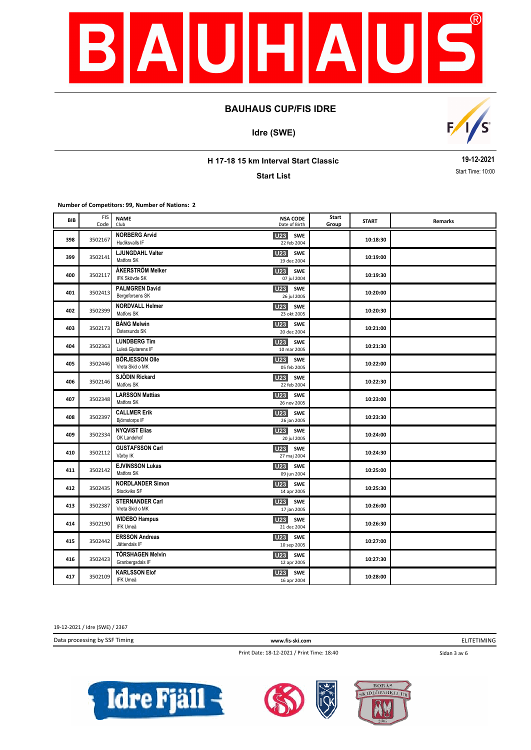# BAUHAUS CUP/FIS IDRE

## Idre (SWE)

### H 17-18 15 km Interval Start Classic

**19-12-2021**

**Start List**

Start Time: 10:00

**Number of Competitors: 99, Number of Nations: 2**

| BIB | FIS Code | NAME / Club | NSA CODE / Date of Birth | Start Group | START | Remarks |
|---|---|---|---|---|---|---|
| 398 | 3502167 | **NORBERG Arvid** Hudiksvalls IF | U23 SWE 22 feb 2004 | | 10:18:30 | |
| 399 | 3502141 | **LJUNGDAHL Valter** Matfors SK | U23 SWE 19 dec 2004 | | 10:19:00 | |
| 400 | 3502117 | **ÅKERSTRÖM Melker** IFK Skövde SK | U23 SWE 07 jul 2004 | | 10:19:30 | |
| 401 | 3502413 | **PALMGREN David** Bergeforsens SK | U23 SWE 26 jul 2005 | | 10:20:00 | |
| 402 | 3502399 | **NORDVALL Helmer** Matfors SK | U23 SWE 23 okt 2005 | | 10:20:30 | |
| 403 | 3502173 | **BÅNG Melwin** Östersunds SK | U23 SWE 20 dec 2004 | | 10:21:00 | |
| 404 | 3502363 | **LUNDBERG Tim** Luleå Gjutarens IF | U23 SWE 10 mar 2005 | | 10:21:30 | |
| 405 | 3502446 | **BÖRJESSON Olle** Vreta Skid o MK | U23 SWE 05 feb 2005 | | 10:22:00 | |
| 406 | 3502146 | **SJÖDIN Rickard** Matfors SK | U23 SWE 22 feb 2004 | | 10:22:30 | |
| 407 | 3502348 | **LARSSON Mattias** Matfors SK | U23 SWE 26 nov 2005 | | 10:23:00 | |
| 408 | 3502397 | **CALLMER Erik** Björnstorps IF | U23 SWE 26 jan 2005 | | 10:23:30 | |
| 409 | 3502334 | **NYQVIST Elias** OK Landehof | U23 SWE 20 jul 2005 | | 10:24:00 | |
| 410 | 3502112 | **GUSTAFSSON Carl** Vårby IK | U23 SWE 27 maj 2004 | | 10:24:30 | |
| 411 | 3502142 | **EJVINSSON Lukas** Matfors SK | U23 SWE 09 jun 2004 | | 10:25:00 | |
| 412 | 3502435 | **NORDLANDER Simon** Stockviks SF | U23 SWE 14 apr 2005 | | 10:25:30 | |
| 413 | 3502387 | **STERNANDER Carl** Vreta Skid o MK | U23 SWE 17 jan 2005 | | 10:26:00 | |
| 414 | 3502190 | **WIDEBO Hampus** IFK Umeå | U23 SWE 21 dec 2004 | | 10:26:30 | |
| 415 | 3502442 | **ERSSON Andreas** Jättendals IF | U23 SWE 10 sep 2005 | | 10:27:00 | |
| 416 | 3502423 | **TÖRSHAGEN Melvin** Granbergsdals IF | U23 SWE 12 apr 2005 | | 10:27:30 | |
| 417 | 3502109 | **KARLSSON Elof** IFK Umeå | U23 SWE 16 apr 2004 | | 10:28:00 | |

19-12-2021 / Idre (SWE) / 2367

Data processing by SSF Timing | www.fis-ski.com | ELITETIMING

Print Date: 18-12-2021 / Print Time: 18:40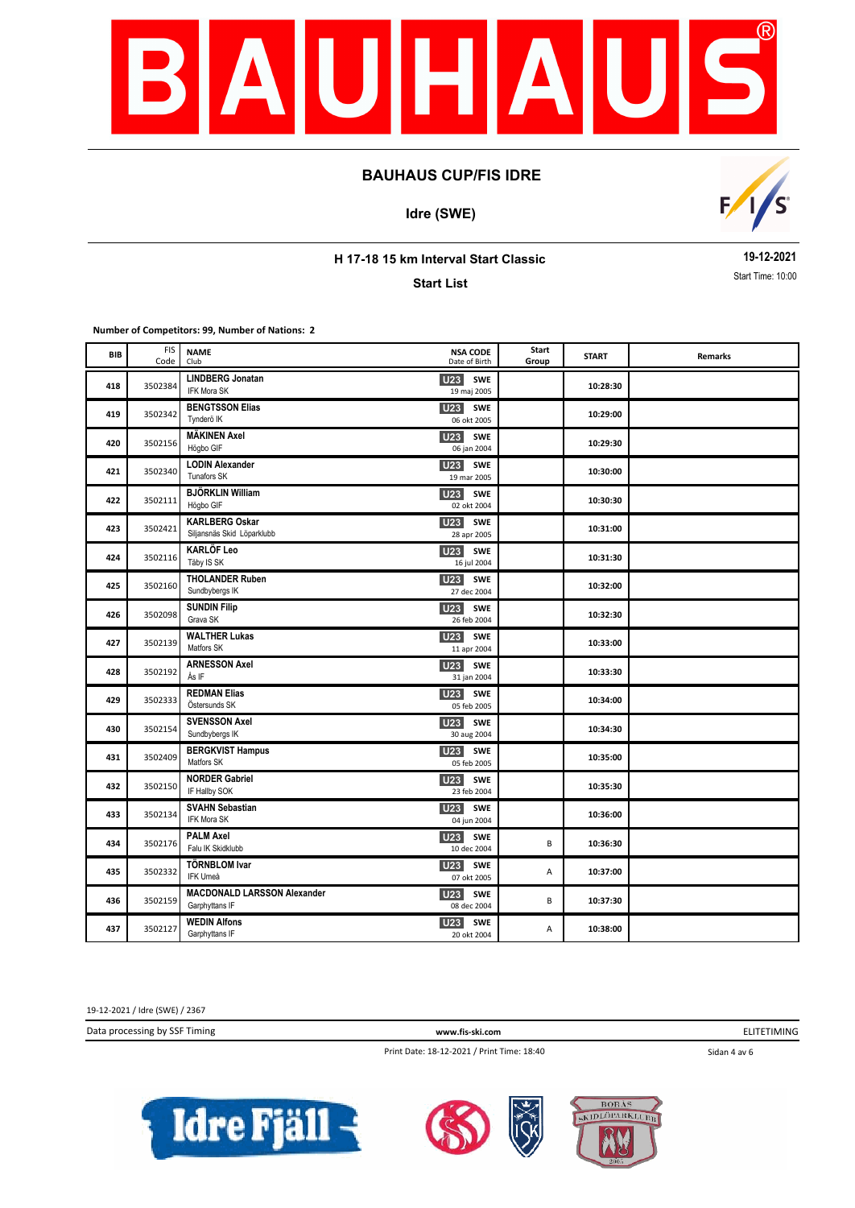# BAUHAUS CUP/FIS IDRE

## Idre (SWE)

### H 17-18 15 km Interval Start Classic

**Start List**

**19-12-2021**

Start Time: 10:00

**Number of Competitors: 99, Number of Nations: 2**

| BIB | FIS Code | NAME / Club | NSA CODE / Date of Birth | Start Group | START | Remarks |
|---|---|---|---|---|---|---|
| 418 | 3502384 | **LINDBERG Jonatan** IFK Mora SK | U23 SWE 19 maj 2005 | | 10:28:30 | |
| 419 | 3502342 | **BENGTSSON Elias** Tynderö IK | U23 SWE 06 okt 2005 | | 10:29:00 | |
| 420 | 3502156 | **MÄKINEN Axel** Högbo GIF | U23 SWE 06 jan 2004 | | 10:29:30 | |
| 421 | 3502340 | **LODIN Alexander** Tunafors SK | U23 SWE 19 mar 2005 | | 10:30:00 | |
| 422 | 3502111 | **BJÖRKLIN William** Högbo GIF | U23 SWE 02 okt 2004 | | 10:30:30 | |
| 423 | 3502421 | **KARLBERG Oskar** Siljansnäs Skid Löparklubb | U23 SWE 28 apr 2005 | | 10:31:00 | |
| 424 | 3502116 | **KARLÖF Leo** Täby IS SK | U23 SWE 16 jul 2004 | | 10:31:30 | |
| 425 | 3502160 | **THOLANDER Ruben** Sundbybergs IK | U23 SWE 27 dec 2004 | | 10:32:00 | |
| 426 | 3502098 | **SUNDIN Filip** Grava SK | U23 SWE 26 feb 2004 | | 10:32:30 | |
| 427 | 3502139 | **WALTHER Lukas** Matfors SK | U23 SWE 11 apr 2004 | | 10:33:00 | |
| 428 | 3502192 | **ARNESSON Axel** Ås IF | U23 SWE 31 jan 2004 | | 10:33:30 | |
| 429 | 3502333 | **REDMAN Elias** Östersunds SK | U23 SWE 05 feb 2005 | | 10:34:00 | |
| 430 | 3502154 | **SVENSSON Axel** Sundbybergs IK | U23 SWE 30 aug 2004 | | 10:34:30 | |
| 431 | 3502409 | **BERGKVIST Hampus** Matfors SK | U23 SWE 05 feb 2005 | | 10:35:00 | |
| 432 | 3502150 | **NORDER Gabriel** IF Hallby SOK | U23 SWE 23 feb 2004 | | 10:35:30 | |
| 433 | 3502134 | **SVAHN Sebastian** IFK Mora SK | U23 SWE 04 jun 2004 | | 10:36:00 | |
| 434 | 3502176 | **PALM Axel** Falu IK Skidklubb | U23 SWE 10 dec 2004 | B | 10:36:30 | |
| 435 | 3502332 | **TÖRNBLOM Ivar** IFK Umeå | U23 SWE 07 okt 2005 | A | 10:37:00 | |
| 436 | 3502159 | **MACDONALD LARSSON Alexander** Garphyttans IF | U23 SWE 08 dec 2004 | B | 10:37:30 | |
| 437 | 3502127 | **WEDIN Alfons** Garphyttans IF | U23 SWE 20 okt 2004 | A | 10:38:00 | |

19-12-2021 / Idre (SWE) / 2367

Data processing by SSF Timing | www.fis-ski.com | ELITETIMING

Print Date: 18-12-2021 / Print Time: 18:40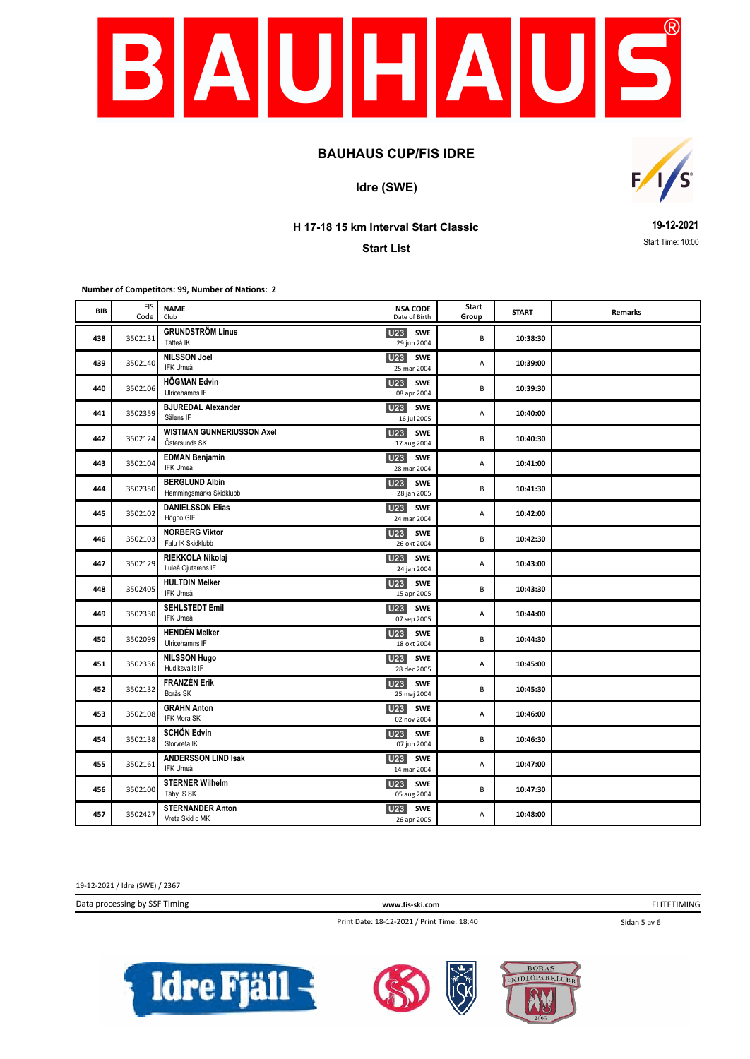# BAUHAUS CUP/FIS IDRE

## Idre (SWE)

### H 17-18 15 km Interval Start Classic

**19-12-2021**

Start Time: 10:00

### Start List

**Number of Competitors: 99, Number of Nations: 2**

| BIB | FIS Code | NAME / Club | NSA CODE / Date of Birth | Start Group | START | Remarks |
|---|---|---|---|---|---|---|
| 438 | 3502131 | **GRUNDSTRÖM Linus** Täfteå IK | U23 SWE 29 jun 2004 | B | 10:38:30 | |
| 439 | 3502140 | **NILSSON Joel** IFK Umeå | U23 SWE 25 mar 2004 | A | 10:39:00 | |
| 440 | 3502106 | **HÖGMAN Edvin** Ulricehamns IF | U23 SWE 08 apr 2004 | B | 10:39:30 | |
| 441 | 3502359 | **BJUREDAL Alexander** Sälens IF | U23 SWE 16 jul 2005 | A | 10:40:00 | |
| 442 | 3502124 | **WISTMAN GUNNERIUSSON Axel** Östersunds SK | U23 SWE 17 aug 2004 | B | 10:40:30 | |
| 443 | 3502104 | **EDMAN Benjamin** IFK Umeå | U23 SWE 28 mar 2004 | A | 10:41:00 | |
| 444 | 3502350 | **BERGLUND Albin** Hemmingsmarks Skidklubb | U23 SWE 28 jan 2005 | B | 10:41:30 | |
| 445 | 3502102 | **DANIELSSON Elias** Högbo GIF | U23 SWE 24 mar 2004 | A | 10:42:00 | |
| 446 | 3502103 | **NORBERG Viktor** Falu IK Skidklubb | U23 SWE 26 okt 2004 | B | 10:42:30 | |
| 447 | 3502129 | **RIEKKOLA Nikolaj** Luleå Gjutarens IF | U23 SWE 24 jan 2004 | A | 10:43:00 | |
| 448 | 3502405 | **HULTDIN Melker** IFK Umeå | U23 SWE 15 apr 2005 | B | 10:43:30 | |
| 449 | 3502330 | **SEHLSTEDT Emil** IFK Umeå | U23 SWE 07 sep 2005 | A | 10:44:00 | |
| 450 | 3502099 | **HENDÉN Melker** Ulricehamns IF | U23 SWE 18 okt 2004 | B | 10:44:30 | |
| 451 | 3502336 | **NILSSON Hugo** Hudiksvalls IF | U23 SWE 28 dec 2005 | A | 10:45:00 | |
| 452 | 3502132 | **FRANZÉN Erik** Borås SK | U23 SWE 25 maj 2004 | B | 10:45:30 | |
| 453 | 3502108 | **GRAHN Anton** IFK Mora SK | U23 SWE 02 nov 2004 | A | 10:46:00 | |
| 454 | 3502138 | **SCHÖN Edvin** Storvreta IK | U23 SWE 07 jun 2004 | B | 10:46:30 | |
| 455 | 3502161 | **ANDERSSON LIND Isak** IFK Umeå | U23 SWE 14 mar 2004 | A | 10:47:00 | |
| 456 | 3502100 | **STERNER Wilhelm** Täby IS SK | U23 SWE 05 aug 2004 | B | 10:47:30 | |
| 457 | 3502427 | **STERNANDER Anton** Vreta Skid o MK | U23 SWE 26 apr 2005 | A | 10:48:00 | |

19-12-2021 / Idre (SWE) / 2367

Data processing by SSF Timing — www.fis-ski.com — ELITETIMING

Print Date: 18-12-2021 / Print Time: 18:40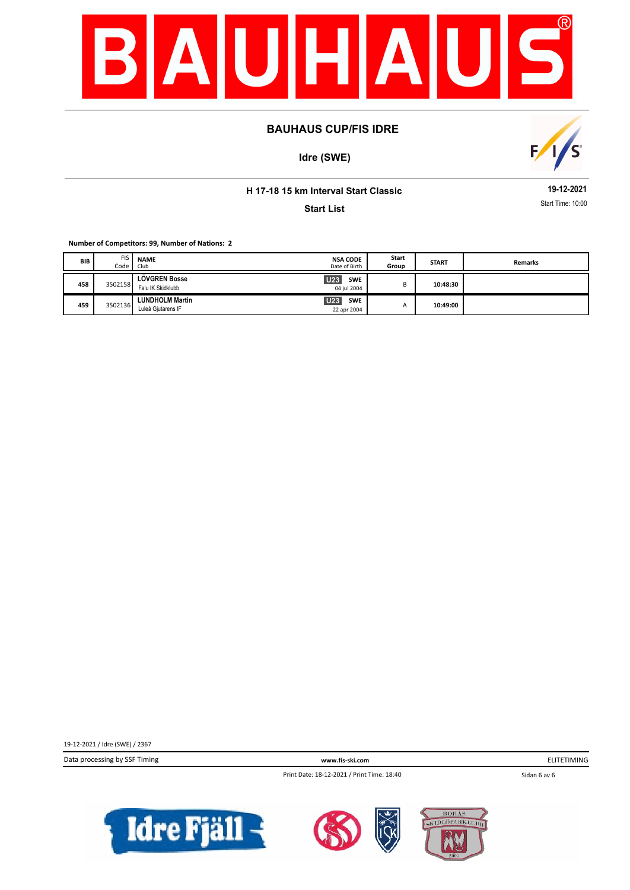# BAUHAUS CUP/FIS IDRE

## Idre (SWE)

### H 17-18 15 km Interval Start Classic

**Start List**

**19-12-2021**
Start Time: 10:00

**Number of Competitors: 99, Number of Nations: 2**

| BIB | FIS Code | NAME / Club | NSA CODE / Date of Birth | Start Group | START | Remarks |
|---|---|---|---|---|---|---|
| 458 | 3502158 | **LÖVGREN Bosse** Falu IK Skidklubb | U23 SWE 04 jul 2004 | B | 10:48:30 | |
| 459 | 3502136 | **LUNDHOLM Martin** Luleå Gjutarens IF | U23 SWE 22 apr 2004 | A | 10:49:00 | |

19-12-2021 / Idre (SWE) / 2367

Data processing by SSF Timing — www.fis-ski.com — ELITETIMING

Print Date: 18-12-2021 / Print Time: 18:40